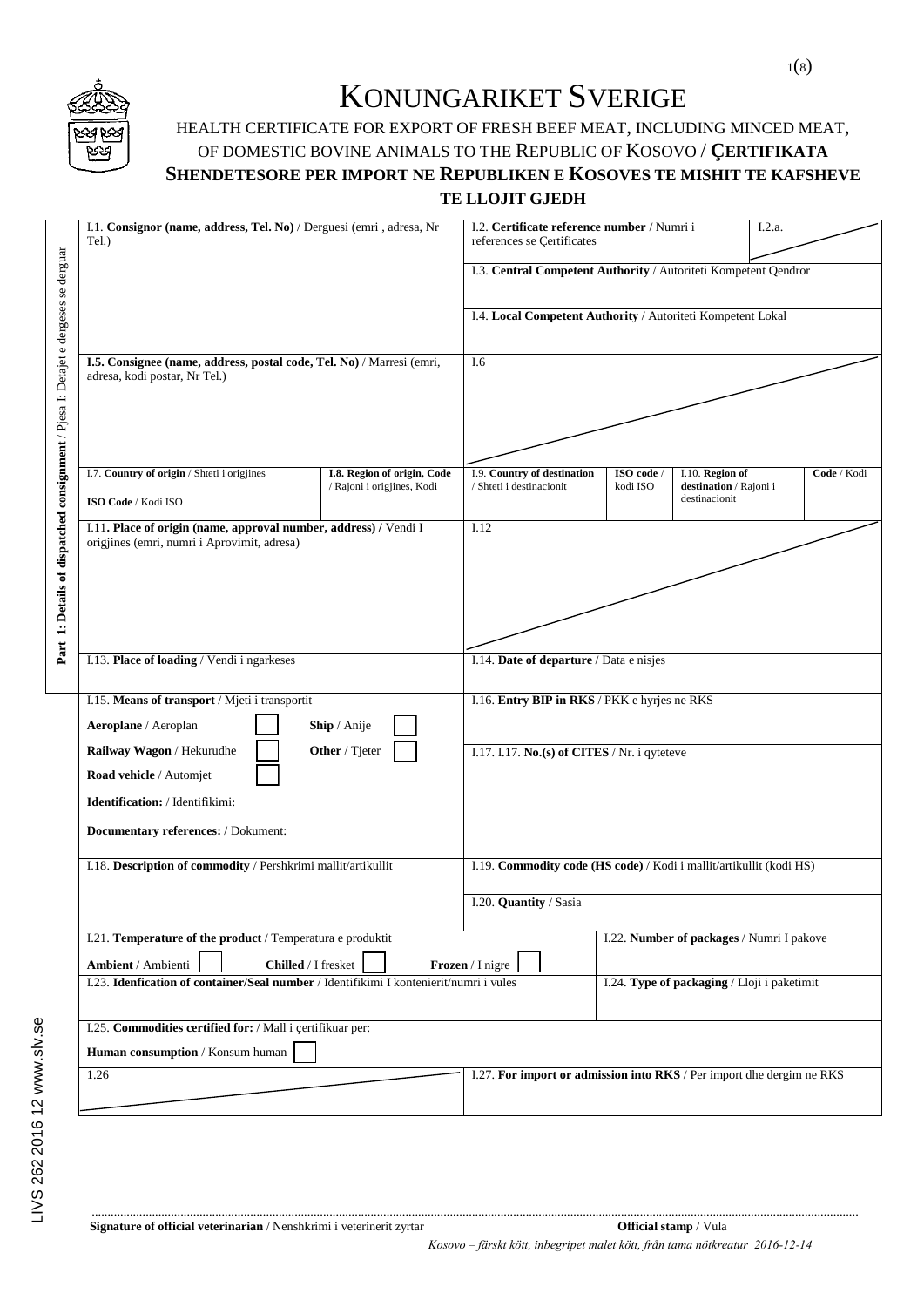# KONUNGARIKET SVERIGE

## HEALTH CERTIFICATE FOR EXPORT OF FRESH BEEF MEAT, INCLUDING MINCED MEAT, OF DOMESTIC BOVINE ANIMALS TO THE REPUBLIC OF KOSOVO / **ÇERTIFIKATA SHENDETESORE PER IMPORT NE REPUBLIKEN E KOSOVES TE MISHIT TE KAFSHEVE TE LLOJIT GJEDH**

**Part 1: Details of dispatched consignment** / Pjesa 1: Detajet e dergeses se derguar

| | | | |
|---|---|---|---|
| I.1. **Consignor (name, address, Tel. No)** / Derguesi (emri , adresa, Nr Tel.) | | I.2. **Certificate reference number** / Numri i references se Çertificates | I.2.a. |
| | | I.3. **Central Competent Authority** / Autoriteti Kompetent Qendror | |
| | | I.4. **Local Competent Authority** / Autoriteti Kompetent Lokal | |
| **I.5. Consignee (name, address, postal code, Tel. No)** / Marresi (emri, adresa, kodi postar, Nr Tel.) | | I.6 | |
| I.7. **Country of origin** / Shteti i origjines<br>**ISO Code** / Kodi ISO | **I.8. Region of origin, Code** / Rajoni i origjines, Kodi | I.9. **Country of destination** / Shteti i destinacionit — **ISO code** / kodi ISO | I.10. **Region of destination** / Rajoni i destinacionit — **Code** / Kodi |
| I.11**. Place of origin (name, approval number, address) /** Vendi I origjines (emri, numri i Aprovimit, adresa) | | I.12 | |
| I.13. **Place of loading** / Vendi i ngarkeses | | I.14. **Date of departure** / Data e nisjes | |
| I.15. **Means of transport** / Mjeti i transportit<br>**Aeroplane** / Aeroplan ☐ **Ship** / Anije ☐<br>**Railway Wagon** / Hekurudhe ☐ **Other** / Tjeter ☐<br>**Road vehicle** / Automjet ☐<br>**Identification:** / Identifikimi:<br>**Documentary references:** / Dokument: | | I.16. **Entry BIP in RKS** / PKK e hyrjes ne RKS<br><br>I.17. I.17. **No.(s) of CITES** / Nr. i qyteteve | |
| I.18. **Description of commodity** / Pershkrimi mallit/artikullit | | I.19. **Commodity code (HS code)** / Kodi i mallit/artikullit (kodi HS)<br><br>I.20. **Quantity** / Sasia | |
| I.21. **Temperature of the product** / Temperatura e produktit<br>**Ambient** / Ambienti ☐ **Chilled** / I fresket ☐ **Frozen** / I nigre ☐ | | | I.22. **Number of packages** / Numri I pakove |
| I.23. **Idenfication of container/Seal number** / Identifikimi I kontenierit/numri i vules | | | I.24. **Type of packaging** / Lloji i paketimit |
| I.25. **Commodities certified for:** / Mall i çertifikuar per:<br>**Human consumption** / Konsum human ☐ | | | |
| I.26 | | I.27. **For import or admission into RKS** / Per import dhe dergim ne RKS | |

LIVS 262 2016 12 www.slv.se

.............................................................................................................................................................

**Signature of official veterinarian** / Nenshkrimi i veterinerit zyrtar **Official stamp** / Vula

*Kosovo – färskt kött, inbegripet malet kött, från tama nötkreatur 2016-12-14*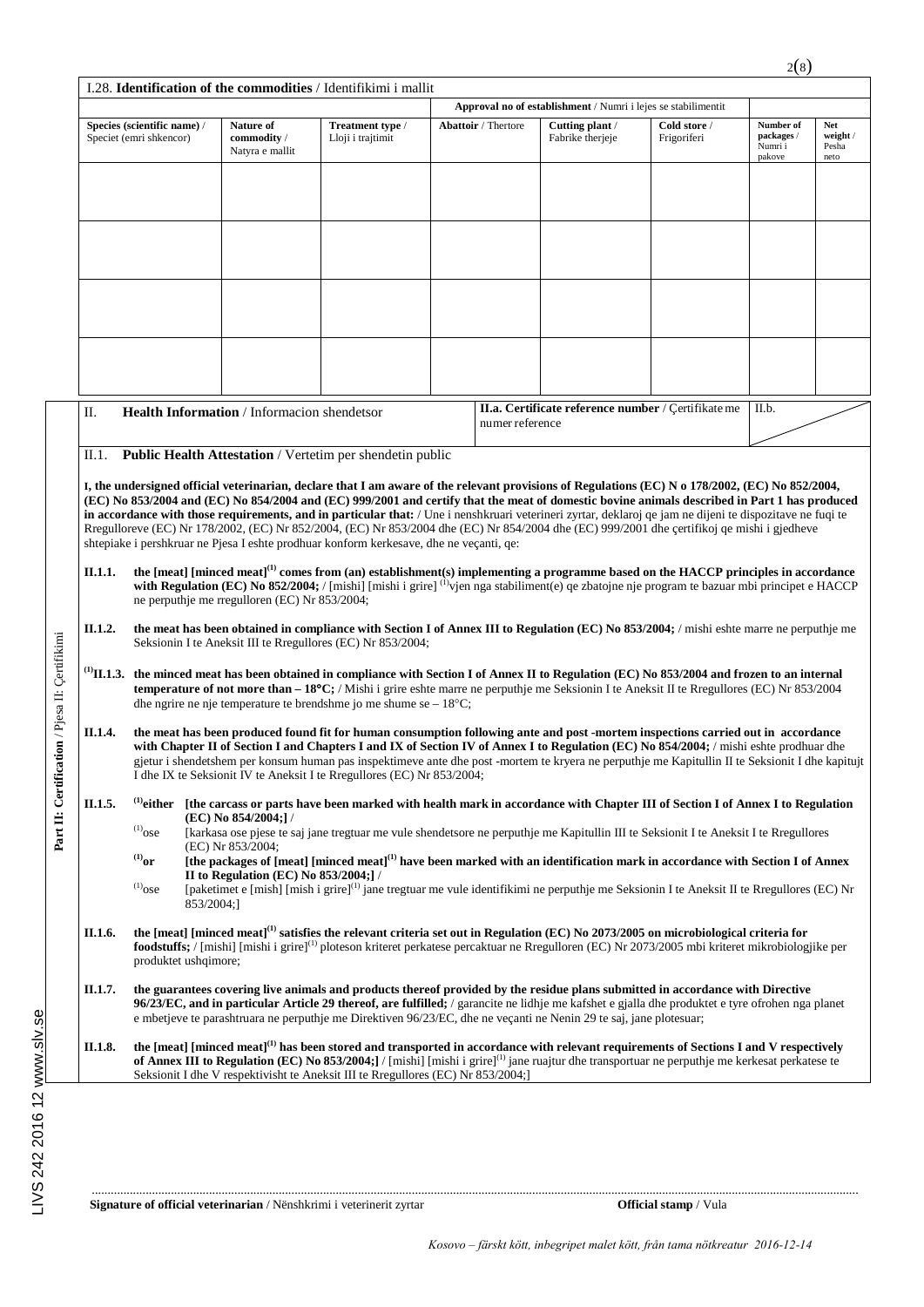## I.28. **Identification of the commodities** / Identifikimi i mallit

| Species (scientific name) / Speciet (emri shkencor) | Nature of commodity / Natyra e mallit | Treatment type / Lloji i trajtimit | Approval no of establishment / Numri i lejes se stabilimentit: Abattoir / Thertore | Cutting plant / Fabrike therjeje | Cold store / Frigoriferi | Number of packages / Numri i pakove | Net weight / Pesha neto |
|---|---|---|---|---|---|---|---|
| | | | | | | | |
| | | | | | | | |
| | | | | | | | |
| | | | | | | | |

**Part II: Certification** / Pjesa II: Çertifikimi

| II. **Health Information** / Informacion shendetsor | **II.a. Certificate reference number** / Çertifikate me numer reference | II.b. |
|---|---|---|

II.1. **Public Health Attestation** / Vertetim per shendetin public

**I, the undersigned official veterinarian, declare that I am aware of the relevant provisions of Regulations (EC) N o 178/2002, (EC) No 852/2004, (EC) No 853/2004 and (EC) No 854/2004 and (EC) 999/2001 and certify that the meat of domestic bovine animals described in Part 1 has produced in accordance with those requirements, and in particular that:** / Une i nenshkruari veterineri zyrtar, deklaroj qe jam ne dijeni te dispozitave ne fuqi te Rregulloreve (EC) Nr 178/2002, (EC) Nr 852/2004, (EC) Nr 853/2004 dhe (EC) Nr 854/2004 dhe (EC) 999/2001 dhe çertifikoj qe mishi i gjedheve shtepiake i pershkruar ne Pjesa I eshte prodhuar konform kerkesave, dhe ne veçanti, qe:

**II.1.1.** **the [meat] [minced meat][(1)] comes from (an) establishment(s) implementing a programme based on the HACCP principles in accordance with Regulation (EC) No 852/2004;** / [mishi] [mishi i grire] [(1)]vjen nga stabiliment(e) qe zbatojne nje program te bazuar mbi principet e HACCP ne perputhje me rregulloren (EC) Nr 853/2004;

**II.1.2.** **the meat has been obtained in compliance with Section I of Annex III to Regulation (EC) No 853/2004;** / mishi eshte marre ne perputhje me Seksionin I te Aneksit III te Rregullores (EC) Nr 853/2004;

[(1)]**II.1.3.** **the minced meat has been obtained in compliance with Section I of Annex II to Regulation (EC) No 853/2004 and frozen to an internal temperature of not more than – 18°C;** / Mishi i grire eshte marre ne perputhje me Seksionin I te Aneksit II te Rregullores (EC) Nr 853/2004 dhe ngrire ne nje temperature te brendshme jo me shume se – 18°C;

**II.1.4.** **the meat has been produced found fit for human consumption following ante and post -mortem inspections carried out in accordance with Chapter II of Section I and Chapters I and IX of Section IV of Annex I to Regulation (EC) No 854/2004;** / mishi eshte prodhuar dhe gjetur i shendetshem per konsum human pas inspektimeve ante dhe post -mortem te kryera ne perputhje me Kapitullin II te Seksionit I dhe kapitujt I dhe IX te Seksionit IV te Aneksit I te Rregullores (EC) Nr 853/2004;

**II.1.5.** [(1)]**either** **[the carcass or parts have been marked with health mark in accordance with Chapter III of Section I of Annex I to Regulation (EC) No 854/2004;]** /
[(1)]ose [karkasa ose pjese te saj jane tregtuar me vule shendetsore ne perputhje me Kapitullin III te Seksionit I te Aneksit I te Rregullores (EC) Nr 853/2004;
[(1)]**or** **[the packages of [meat] [minced meat][(1)] have been marked with an identification mark in accordance with Section I of Annex II to Regulation (EC) No 853/2004;]** /
[(1)]ose [paketimet e [mish] [mish i grire][(1)] jane tregtuar me vule identifikimi ne perputhje me Seksionin I te Aneksit II te Rregullores (EC) Nr 853/2004;]

**II.1.6.** **the [meat] [minced meat][(1)] satisfies the relevant criteria set out in Regulation (EC) No 2073/2005 on microbiological criteria for foodstuffs;** / [mishi] [mishi i grire][(1)] ploteson kriteret perkatese percaktuar ne Rregulloren (EC) Nr 2073/2005 mbi kriteret mikrobiologjike per produktet ushqimore;

**II.1.7.** **the guarantees covering live animals and products thereof provided by the residue plans submitted in accordance with Directive 96/23/EC, and in particular Article 29 thereof, are fulfilled;** / garancite ne lidhje me kafshet e gjalla dhe produktet e tyre ofrohen nga planet e mbetjeve te parashtruara ne perputhje me Direktiven 96/23/EC, dhe ne veçanti ne Nenin 29 te saj, jane plotesuar;

**II.1.8.** **the [meat] [minced meat][(1)] has been stored and transported in accordance with relevant requirements of Sections I and V respectively of Annex III to Regulation (EC) No 853/2004;]** / [mishi] [mishi i grire][(1)] jane ruajtur dhe transportuar ne perputhje me kerkesat perkatese te Seksionit I dhe V respektivisht te Aneksit III te Rregullores (EC) Nr 853/2004;]

..............................................................................................................................................

**Signature of official veterinarian** / Nënshkrimi i veterinerit zyrtar **Official stamp** / Vula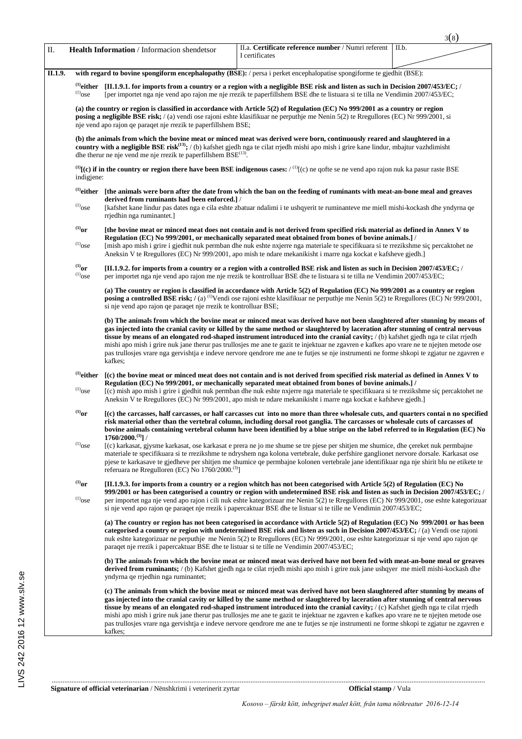| II. | **Health Information** / Informacion shendetsor | II.a. **Certificate reference number** / Numri referent I certificates | II.b. |
|---|---|---|---|

**II.1.9.** **with regard to bovine spongiform encephalopathy (BSE):** / persa i perket encephalopatise spongiforme te gjedhit (BSE):

[(1)]**either** **[II.1.9.1. for imports from a country or a region with a negligible BSE risk and listen as such in Decision 2007/453/EC;** /
[(1)]ose [per importet nga nje vend apo rajon me nje rrezik te paperfillshem BSE dhe te listuara si te tilla ne Vendimin 2007/453/EC;

**(a) the country or region is classified in accordance with Article 5(2) of Regulation (EC) No 999/2001 as a country or region posing a negligible BSE risk;** / (a) vendi ose rajoni eshte klasifikuar ne perputhje me Nenin 5(2) te Rregullores (EC) Nr 999/2001, si nje vend apo rajon qe paraqet nje rrezik te paperfillshem BSE;

**(b) the animals from which the bovine meat or minced meat was derived were born, continuously reared and slaughtered in a country with a negligible BSE risk**[(13)]**;** / (b) kafshet gjedh nga te cilat rrjedh mishi apo mish i grire kane lindur, mbajtur vazhdimisht dhe therur ne nje vend me nje rrezik te paperfillshem BSE[(13)].

[(1)]**[(c) if in the country or region there have been BSE indigenous cases:** / [(1)][(c) ne qofte se ne vend apo rajon nuk ka pasur raste BSE indigjene:

[(1)]**either** **[the animals were born after the date from which the ban on the feeding of ruminants with meat-an-bone meal and greaves derived from ruminants had been enforced.]** /
[(1)]ose [kafshet kane lindur pas dates nga e cila eshte zbatuar ndalimi i te ushqyerit te ruminanteve me miell mishi-kockash dhe yndyrna qe rrjedhin nga ruminantet.]

[(1)]**or** **[the bovine meat or minced meat does not contain and is not derived from specified risk material as defined in Annex V to Regulation (EC) No 999/2001, or mechanically separated meat obtained from bones of bovine animals.]** /
[(1)]ose [mish apo mish i grire i gjedhit nuk permban dhe nuk eshte nxjerre nga materiale te specifikuara si te rrezikshme siç percaktohet ne Aneksin V te Rregullores (EC) Nr 999/2001, apo mish te ndare mekanikisht i marre nga kockat e kafsheve gjedh.]

[(1)]**or** **[II.1.9.2. for imports from a country or a region with a controlled BSE risk and listen as such in Decision 2007/453/EC;** /
[(1)]ose per importet nga nje vend apo rajon me nje rrezik te kontrolluar BSE dhe te listuara si te tilla ne Vendimin 2007/453/EC;

**(a) The country or region is classified in accordance with Article 5(2) of Regulation (EC) No 999/2001 as a country or region posing a controlled BSE risk;** / (a) [(1)]Vendi ose rajoni eshte klasifikuar ne perputhje me Nenin 5(2) te Rregullores (EC) Nr 999/2001, si nje vend apo rajon qe paraqet nje rrezik te kontrolluar BSE;

**(b) The animals from which the bovine meat or minced meat was derived have not been slaughtered after stunning by means of gas injected into the cranial cavity or killed by the same method or slaughtered by laceration after stunning of central nervous tissue by means of an elongated rod-shaped instrument introduced into the cranial cavity;** / (b) kafshet gjedh nga te cilat rrjedh mishi apo mish i grire nuk jane therur pas trullosjes me ane te gazit te injektuar ne zgavren e kafkes apo vrare ne te njejten metode ose pas trullosjes vrare nga gervishtja e indeve nervore qendrore me ane te futjes se nje instrumenti ne forme shkopi te zgjatur ne zgavren e kafkes;

[(1)]**either** **[(c) the bovine meat or minced meat does not contain and is not derived from specified risk material as defined in Annex V to Regulation (EC) No 999/2001, or mechanically separated meat obtained from bones of bovine animals.]** /
[(1)]ose [(c) mish apo mish i grire i gjedhit nuk permban dhe nuk eshte nxjerre nga materiale te specifikuara si te rrezikshme siç percaktohet ne Aneksin V te Rregullores (EC) Nr 999/2001, apo mish te ndare mekanikisht i marre nga kockat e kafsheve gjedh.]

[(1)]**or** **[(c) the carcasses, half carcasses, or half carcasses cut into no more than three wholesale cuts, and quarters contai n no specified risk material other than the vertebral column, including dorsal root ganglia. The carcasses or wholesale cuts of carcasses of bovine animals containing vertebral column have been identified by a blue stripe on the label referred to in Regulation (EC) No 1760/2000.**[(3)]**]** /
[(1)]ose [(c) karkasat, gjysme karkasat, ose karkasat e prera ne jo me shume se tre pjese per shitjen me shumice, dhe çereket nuk permbajne materiale te specifikuara si te rrezikshme te ndryshem nga kolona vertebrale, duke perfshire ganglionet nervore dorsale. Karkasat ose pjese te karkasave te gjedheve per shitjen me shumice qe permbajne kolonen vertebrale jane identifikuar nga nje shirit blu ne etikete te referuara ne Rregulloren (EC) No 1760/2000.[(3)]]

[(1)]**or** **[II.1.9.3. for imports from a country or a region whitch has not been categorised with Article 5(2) of Regulation (EC) No 999/2001 or has been categorised a country or region with undetermined BSE risk and listen as such in Decision 2007/453/EC;** /
[(1)]ose per importet nga nje vend apo rajon i cili nuk eshte kategorizuar me Nenin 5(2) te Rregullores (EC) Nr 999/2001, ose eshte kategorizuar si nje vend apo rajon qe paraqet nje rrezik i papercaktuar BSE dhe te listuar si te tille ne Vendimin 2007/453/EC;

**(a) The country or region has not been categorised in accordance with Article 5(2) of Regulation (EC) No 999/2001 or has been categorised a country or region with undetermined BSE risk and listen as such in Decision 2007/453/EC;** / (a) Vendi ose rajoni nuk eshte kategorizuar ne perputhje me Nenin 5(2) te Rregullores (EC) Nr 999/2001, ose eshte kategorizuar si nje vend apo rajon qe paraqet nje rrezik i papercaktuar BSE dhe te listuar si te tille ne Vendimin 2007/453/EC;

**(b) The animals from which the bovine meat or minced meat was derived have not been fed with meat-an-bone meal or greaves derived from ruminants;** / (b) Kafshet gjedh nga te cilat rrjedh mishi apo mish i grire nuk jane ushqyer me miell mishi-kockash dhe yndyrna qe rrjedhin nga ruminantet;

**(c) The animals from which the bovine meat or minced meat was derived have not been slaughtered after stunning by means of gas injected into the cranial cavity or killed by the same method or slaughtered by laceration after stunning of central nervous tissue by means of an elongated rod-shaped instrument introduced into the cranial cavity;** / (c) Kafshet gjedh nga te cilat rrjedh mishi apo mish i grire nuk jane therur pas trullosjes me ane te gazit te injektuar ne zgavren e kafkes apo vrare ne te njejten metode ose pas trullosjes vrare nga gervishtja e indeve nervore qendrore me ane te futjes se nje instrumenti ne forme shkopi te zgjatur ne zgavren e kafkes;

.................................................................................................

**Signature of official veterinarian** / Nënshkrimi i veterinerit zyrtar **Official stamp** / Vula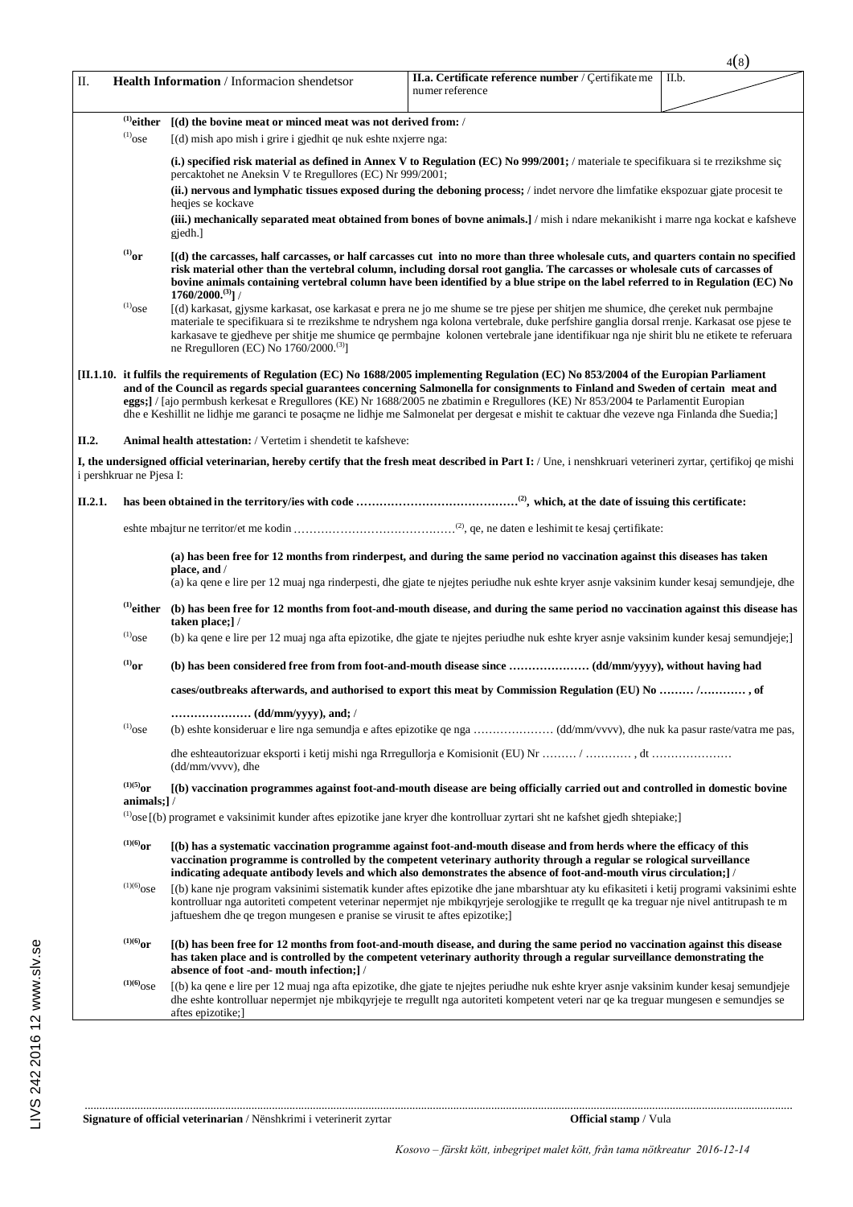| II. | **Health Information** / Informacion shendetsor | **II.a. Certificate reference number** / Çertifikate me numer reference | II.b. |
|---|---|---|---|

[1]**either** **[(d) the bovine meat or minced meat was not derived from:** /

[1]ose [(d) mish apo mish i grire i gjedhit qe nuk eshte nxjerre nga:

**(i.) specified risk material as defined in Annex V to Regulation (EC) No 999/2001;** / materiale te specifikuara si te rrezikshme siç percaktohet ne Aneksin V te Rregullores (EC) Nr 999/2001;

**(ii.) nervous and lymphatic tissues exposed during the deboning process;** / indet nervore dhe limfatike ekspozuar gjate procesit te heqjes se kockave

**(iii.) mechanically separated meat obtained from bones of bovne animals.]** / mish i ndare mekanikisht i marre nga kockat e kafsheve gjedh.]

[1]**or** **[(d) the carcasses, half carcasses, or half carcasses cut into no more than three wholesale cuts, and quarters contain no specified risk material other than the vertebral column, including dorsal root ganglia. The carcasses or wholesale cuts of carcasses of bovine animals containing vertebral column have been identified by a blue stripe on the label referred to in Regulation (EC) No 1760/2000.[3]]** /

[1]ose [(d) karkasat, gjysme karkasat, ose karkasat e prera ne jo me shume se tre pjese per shitjen me shumice, dhe çereket nuk permbajne materiale te specifikuara si te rrezikshme te ndryshem nga kolona vertebrale, duke perfshire ganglia dorsal rrenje. Karkasat ose pjese te karkasave te gjedheve per shitje me shumice qe permbajne kolonen vertebrale jane identifikuar nga nje shirit blu ne etikete te referuara ne Rregulloren (EC) No 1760/2000.[3]]

**[II.1.10. it fulfils the requirements of Regulation (EC) No 1688/2005 implementing Regulation (EC) No 853/2004 of the Europian Parliament and of the Council as regards special guarantees concerning Salmonella for consignments to Finland and Sweden of certain meat and eggs;]** / [ajo permbush kerkesat e Rregullores (KE) Nr 1688/2005 ne zbatimin e Rregullores (KE) Nr 853/2004 te Parlamentit Europian dhe e Keshillit ne lidhje me garanci te posaçme ne lidhje me Salmonelat per dergesat e mishit te caktuar dhe vezeve nga Finlanda dhe Suedia;]

**II.2. Animal health attestation:** / Vertetim i shendetit te kafsheve:

**I, the undersigned official veterinarian, hereby certify that the fresh meat described in Part I:** / Une, i nenshkruari veterineri zyrtar, çertifikoj qe mishi i pershkruar ne Pjesa I:

**II.2.1. has been obtained in the territory/ies with code ……………………………………[2], which, at the date of issuing this certificate:**

eshte mbajtur ne territor/et me kodin ……………………………………[2], qe, ne daten e leshimit te kesaj çertifikate:

**(a) has been free for 12 months from rinderpest, and during the same period no vaccination against this diseases has taken place, and** /
(a) ka qene e lire per 12 muaj nga rinderpesti, dhe gjate te njejtes periudhe nuk eshte kryer asnje vaksinim kunder kesaj semundjeje, dhe

[1]**either** **(b) has been free for 12 months from foot-and-mouth disease, and during the same period no vaccination against this disease has taken place;]** /

[1]ose (b) ka qene e lire per 12 muaj nga afta epizotike, dhe gjate te njejtes periudhe nuk eshte kryer asnje vaksinim kunder kesaj semundjeje;]

[1]**or** **(b) has been considered free from from foot-and-mouth disease since ………………… (dd/mm/yyyy), without having had cases/outbreaks afterwards, and authorised to export this meat by Commission Regulation (EU) No ……… /………… , of ………………… (dd/mm/yyyy), and;** /

[1]ose (b) eshte konsideruar e lire nga semundja e aftes epizotike qe nga ………………… (dd/mm/vvvv), dhe nuk ka pasur raste/vatra me pas, dhe eshteautorizuar eksporti i ketij mishi nga Rrregullorja e Komisionit (EU) Nr ……… / ………… , dt ………………… (dd/mm/vvvv), dhe

[1][5]**or** **[(b) vaccination programmes against foot-and-mouth disease are being officially carried out and controlled in domestic bovine animals;]** /

[1]ose [(b) programet e vaksinimit kunder aftes epizotike jane kryer dhe kontrolluar zyrtari sht ne kafshet gjedh shtepiake;]

[1][6]**or** **[(b) has a systematic vaccination programme against foot-and-mouth disease and from herds where the efficacy of this vaccination programme is controlled by the competent veterinary authority through a regular se rological surveillance indicating adequate antibody levels and which also demonstrates the absence of foot-and-mouth virus circulation;]** /

[1][6]ose [(b) kane nje program vaksinimi sistematik kunder aftes epizotike dhe jane mbarshtuar aty ku efikasiteti i ketij programi vaksinimi eshte kontrolluar nga autoriteti competent veterinar nepermjet nje mbikqyrjeje serologjike te rregullt qe ka treguar nje nivel antitrupash te m jaftueshem dhe qe tregon mungesen e pranise se virusit te aftes epizotike;]

[1][6]**or** **[(b) has been free for 12 months from foot-and-mouth disease, and during the same period no vaccination against this disease has taken place and is controlled by the competent veterinary authority through a regular surveillance demonstrating the absence of foot -and- mouth infection;]** /

[1][6]ose [(b) ka qene e lire per 12 muaj afta epizotike, dhe gjate te njejtes periudhe nuk eshte kryer asnje vaksinim kunder kesaj semundjeje dhe eshte kontrolluar nepermjet nje mbikqyrjeje te rregullt nga autoriteti kompetent veteri nar qe ka treguar mungesen e semundjes se aftes epizotike;]

**Signature of official veterinarian** / Nënshkrimi i veterinerit zyrtar **Official stamp** / Vula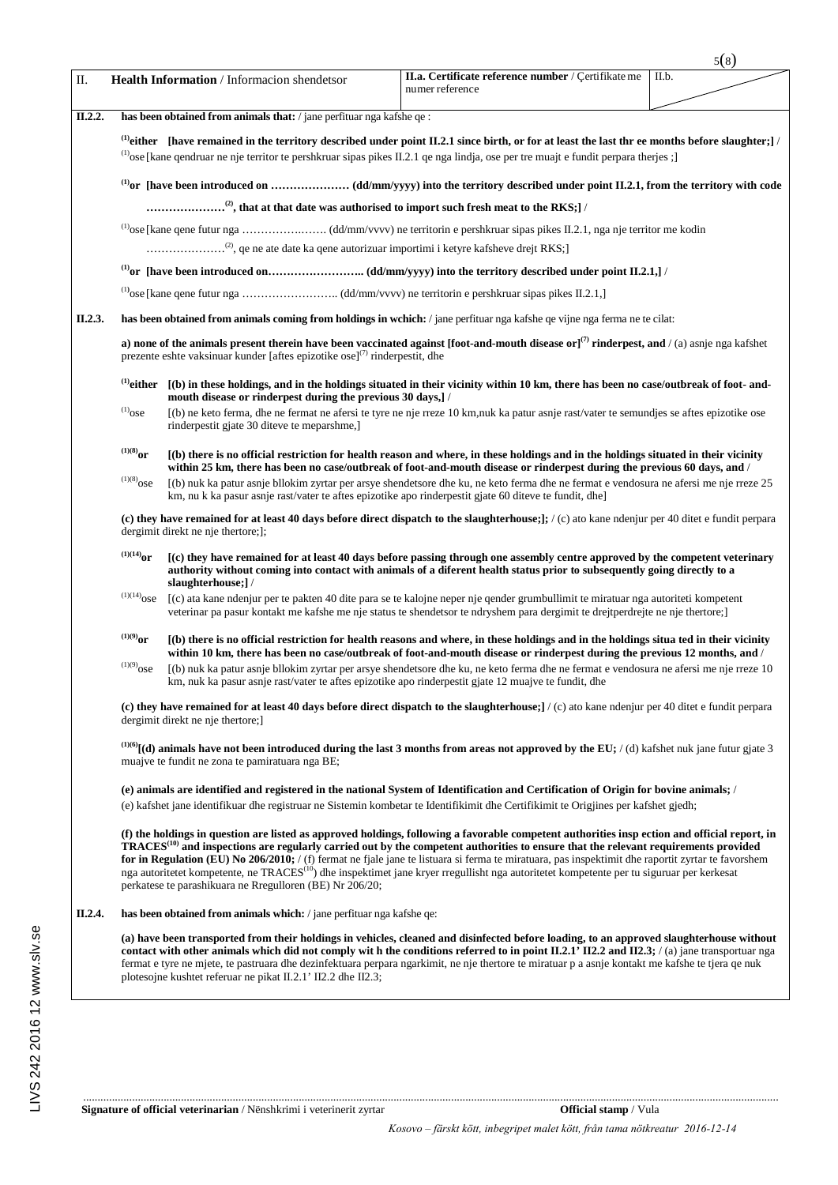| II. | **Health Information** / Informacion shendetsor | **II.a. Certificate reference number** / Çertifikate me numer reference | II.b. |
|---|---|---|---|

**II.2.2.** **has been obtained from animals that:** / jane perfituar nga kafshe qe :

[(1)]**either [have remained in the territory described under point II.2.1 since birth, or for at least the last thr ee months before slaughter;]** /
[(1)]ose [kane qendruar ne nje territor te pershkruar sipas pikes II.2.1 qe nga lindja, ose per tre muajt e fundit perpara therjes ;]

[(1)]**or [have been introduced on ………………… (dd/mm/yyyy) into the territory described under point II.2.1, from the territory with code …………………[(2)], that at that date was authorised to import such fresh meat to the RKS;]** /
[(1)]ose [kane qene futur nga ……………..……. (dd/mm/vvvv) ne territorin e pershkruar sipas pikes II.2.1, nga nje territor me kodin …………………[(2)], qe ne ate date ka qene autorizuar importimi i ketyre kafsheve drejt RKS;]

[(1)]**or [have been introduced on…………………….. (dd/mm/yyyy) into the territory described under point II.2.1,]** /
[(1)]ose [kane qene futur nga …………………….. (dd/mm/vvvv) ne territorin e pershkruar sipas pikes II.2.1,]

**II.2.3.** **has been obtained from animals coming from holdings in wchich:** / jane perfituar nga kafshe qe vijne nga ferma ne te cilat:

**a) none of the animals present therein have been vaccinated against [foot-and-mouth disease or][(7)] rinderpest, and** / (a) asnje nga kafshet prezente eshte vaksinuar kunder [aftes epizotike ose][(7)] rinderpestit, dhe

[(1)]**either [(b) in these holdings, and in the holdings situated in their vicinity within 10 km, there has been no case/outbreak of foot- and-mouth disease or rinderpest during the previous 30 days,]** /
[(1)]ose [(b) ne keto ferma, dhe ne fermat ne afersi te tyre ne nje rreze 10 km,nuk ka patur asnje rast/vater te semundjes se aftes epizotike ose rinderpestit gjate 30 diteve te meparshme,]

[(1)(8)]**or [(b) there is no official restriction for health reason and where, in these holdings and in the holdings situated in their vicinity within 25 km, there has been no case/outbreak of foot-and-mouth disease or rinderpest during the previous 60 days, and** /
[(1)(8)]ose [(b) nuk ka patur asnje bllokim zyrtar per arsye shendetsore dhe ku, ne keto ferma dhe ne fermat e vendosura ne afersi me nje rreze 25 km, nu k ka pasur asnje rast/vater te aftes epizotike apo rinderpestit gjate 60 diteve te fundit, dhe]

**(c) they have remained for at least 40 days before direct dispatch to the slaughterhouse;];** / (c) ato kane ndenjur per 40 ditet e fundit perpara dergimit direkt ne nje thertore;];

[(1)(14)]**or [(c) they have remained for at least 40 days before passing through one assembly centre approved by the competent veterinary authority without coming into contact with animals of a diferent health status prior to subsequently going directly to a slaughterhouse;]** /
[(1)(14)]ose [(c) ata kane ndenjur per te pakten 40 dite para se te kalojne neper nje qender grumbullimit te miratuar nga autoriteti kompetent veterinar pa pasur kontakt me kafshe me nje status te shendetsor te ndryshem para dergimit te drejtperdrejte ne nje thertore;]

[(1)(9)]**or [(b) there is no official restriction for health reasons and where, in these holdings and in the holdings situa ted in their vicinity within 10 km, there has been no case/outbreak of foot-and-mouth disease or rinderpest during the previous 12 months, and** /
[(1)(9)]ose [(b) nuk ka patur asnje bllokim zyrtar per arsye shendetsore dhe ku, ne keto ferma dhe ne fermat e vendosura ne afersi me nje rreze 10 km, nuk ka pasur asnje rast/vater te aftes epizotike apo rinderpestit gjate 12 muajve te fundit, dhe

**(c) they have remained for at least 40 days before direct dispatch to the slaughterhouse;]** / (c) ato kane ndenjur per 40 ditet e fundit perpara dergimit direkt ne nje thertore;]

[(1)(6)]**[(d) animals have not been introduced during the last 3 months from areas not approved by the EU;** / (d) kafshet nuk jane futur gjate 3 muajve te fundit ne zona te pamiratuara nga BE;

**(e) animals are identified and registered in the national System of Identification and Certification of Origin for bovine animals;** /
(e) kafshet jane identifikuar dhe registruar ne Sistemin kombetar te Identifikimit dhe Certifikimit te Origjines per kafshet gjedh;

**(f) the holdings in question are listed as approved holdings, following a favorable competent authorities insp ection and official report, in TRACES[(10)] and inspections are regularly carried out by the competent authorities to ensure that the relevant requirements provided for in Regulation (EU) No 206/2010;** / (f) fermat ne fjale jane te listuara si ferma te miratuara, pas inspektimit dhe raportit zyrtar te favorshem nga autoritetet kompetente, ne TRACES[(10)]) dhe inspektimet jane kryer rregullisht nga autoritetet kompetente per tu siguruar per kerkesat perkatese te parashikuara ne Rregulloren (BE) Nr 206/20;

**II.2.4.** **has been obtained from animals which:** / jane perfituar nga kafshe qe:

**(a) have been transported from their holdings in vehicles, cleaned and disinfected before loading, to an approved slaughterhouse without contact with other animals which did not comply wit h the conditions referred to in point II.2.1' II2.2 and II2.3;** / (a) jane transportuar nga fermat e tyre ne mjete, te pastruara dhe dezinfektuara perpara ngarkimit, ne nje thertore te miratuar p a asnje kontakt me kafshe te tjera qe nuk plotesojne kushtet referuar ne pikat II.2.1' II2.2 dhe II2.3;

**Signature of official veterinarian** / Nënshkrimi i veterinerit zyrtar  **Official stamp** / Vula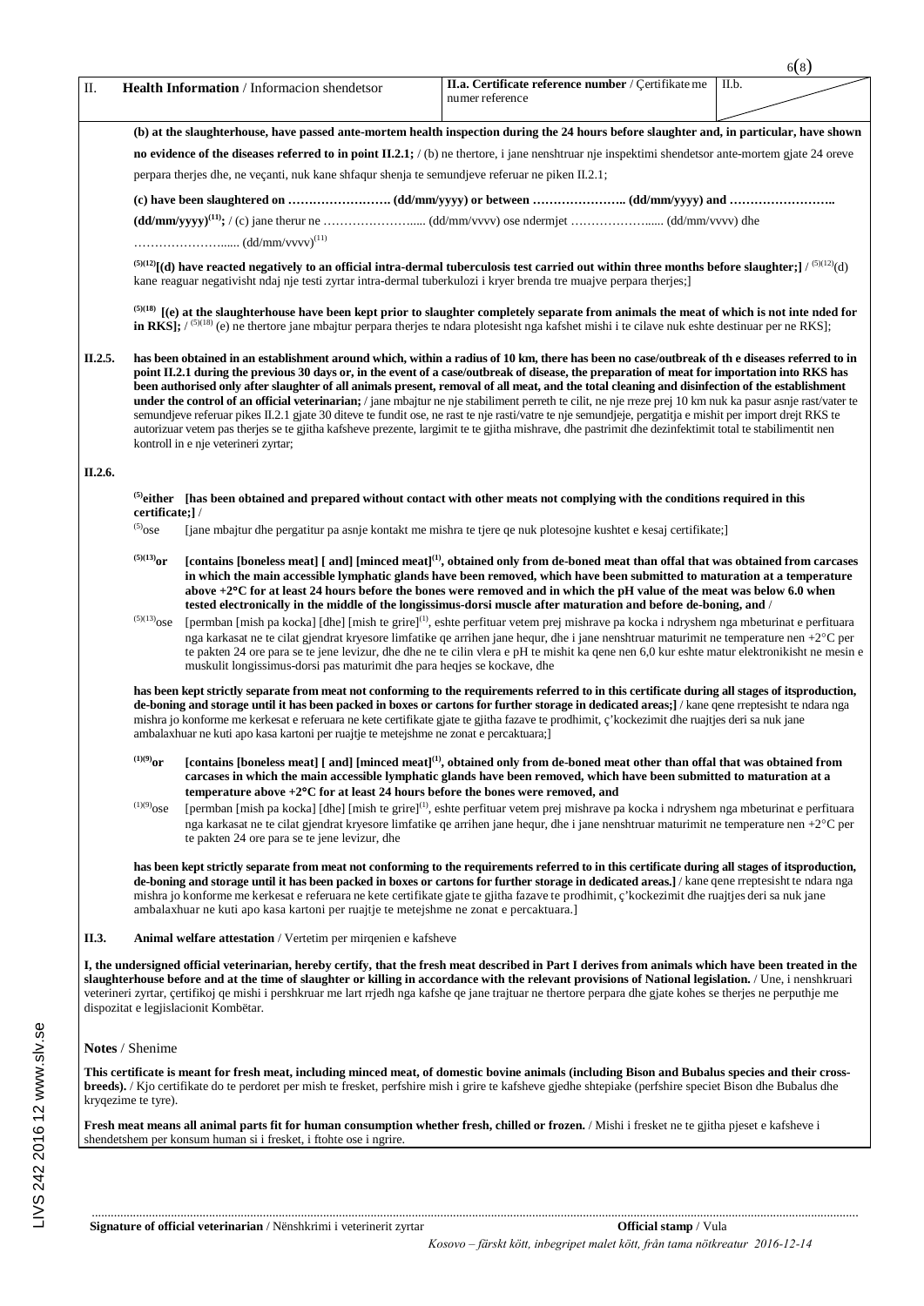| II. | **Health Information** / Informacion shendetsor | **II.a. Certificate reference number** / Çertifikate me numer reference | II.b. |
|---|---|---|---|

**(b) at the slaughterhouse, have passed ante-mortem health inspection during the 24 hours before slaughter and, in particular, have shown no evidence of the diseases referred to in point II.2.1;** / (b) ne thertore, i jane nenshtruar nje inspektimi shendetsor ante-mortem gjate 24 oreve perpara therjes dhe, ne veçanti, nuk kane shfaqur shenja te semundjeve referuar ne piken II.2.1;

**(c) have been slaughtered on ……………………. (dd/mm/yyyy) or between ………………….. (dd/mm/yyyy) and …………………….. (dd/mm/yyyy)(11);** / (c) jane therur ne …………………..... (dd/mm/vvvv) ose ndermjet ……………….... (dd/mm/vvvv) dhe …………………..... (dd/mm/vvvv)(11)

(5)(12)**[(d) have reacted negatively to an official intra-dermal tuberculosis test carried out within three months before slaughter;]** / (5)(12)(d) kane reaguar negativisht ndaj nje testi zyrtar intra-dermal tuberkulozi i kryer brenda tre muajve perpara therjes;]

(5)(18) **[(e) at the slaughterhouse have been kept prior to slaughter completely separate from animals the meat of which is not inte nded for in RKS];** / (5)(18) (e) ne thertore jane mbajtur perpara therjes te ndara plotesisht nga kafshet mishi i te cilave nuk eshte destinuar per ne RKS];

**II.2.5.** **has been obtained in an establishment around which, within a radius of 10 km, there has been no case/outbreak of th e diseases referred to in point II.2.1 during the previous 30 days or, in the event of a case/outbreak of disease, the preparation of meat for importation into RKS has been authorised only after slaughter of all animals present, removal of all meat, and the total cleaning and disinfection of the establishment under the control of an official veterinarian;** / jane mbajtur ne nje stabiliment perreth te cilit, ne nje rreze prej 10 km nuk ka pasur asnje rast/vater te semundjeve referuar pikes II.2.1 gjate 30 diteve te fundit ose, ne rast te nje rasti/vatre te nje semundjeje, pergatitja e mishit per import drejt RKS te autorizuar vetem pas therjes se te gjitha kafsheve prezente, largimit te te gjitha mishrave, dhe pastrimit dhe dezinfektimit total te stabilimentit nen kontroll in e nje veterineri zyrtar;

**II.2.6.**

(5)**either [has been obtained and prepared without contact with other meats not complying with the conditions required in this certificate;]** /

(5)ose [jane mbajtur dhe pergatitur pa asnje kontakt me mishra te tjere qe nuk plotesojne kushtet e kesaj certifikate;]

(5)(13)**or [contains [boneless meat] [ and] [minced meat](1), obtained only from de-boned meat than offal that was obtained from carcases in which the main accessible lymphatic glands have been removed, which have been submitted to maturation at a temperature above +2°C for at least 24 hours before the bones were removed and in which the pH value of the meat was below 6.0 when tested electronically in the middle of the longissimus-dorsi muscle after maturation and before de-boning, and** /

(5)(13)ose [permban [mish pa kocka] [dhe] [mish te grire](1), eshte perfituar vetem prej mishrave pa kocka i ndryshem nga mbeturinat e perfituara nga karkasat ne te cilat gjendrat kryesore limfatike qe arrihen jane hequr, dhe i jane nenshtruar maturimit ne temperature nen +2°C per te pakten 24 ore para se te jene levizur, dhe dhe ne te cilin vlera e pH te mishit ka qene nen 6,0 kur eshte matur elektronikisht ne mesin e muskulit longissimus-dorsi pas maturimit dhe para heqjes se kockave, dhe

**has been kept strictly separate from meat not conforming to the requirements referred to in this certificate during all stages of itsproduction, de-boning and storage until it has been packed in boxes or cartons for further storage in dedicated areas;]** / kane qene rreptesisht te ndara nga mishra jo konforme me kerkesat e referuara ne kete certifikate gjate te gjitha fazave te prodhimit, ç'kockezimit dhe ruajtjes deri sa nuk jane ambalazhuar ne kuti apo kasa kartoni per ruajtje te metejshme ne zonat e percaktuara;]

(1)(9)**or [contains [boneless meat] [ and] [minced meat](1), obtained only from de-boned meat other than offal that was obtained from carcases in which the main accessible lymphatic glands have been removed, which have been submitted to maturation at a temperature above +2°C for at least 24 hours before the bones were removed, and**

(1)(9)ose [permban [mish pa kocka] [dhe] [mish te grire](1), eshte perfituar vetem prej mishrave pa kocka i ndryshem nga mbeturinat e perfituara nga karkasat ne te cilat gjendrat kryesore limfatike qe arrihen jane hequr, dhe i jane nenshtruar maturimit ne temperature nen +2°C per te pakten 24 ore para se te jene levizur, dhe

**has been kept strictly separate from meat not conforming to the requirements referred to in this certificate during all stages of itsproduction, de-boning and storage until it has been packed in boxes or cartons for further storage in dedicated areas.]** / kane qene rreptesisht te ndara nga mishra jo konforme me kerkesat e referuara ne kete certifikate gjate te gjitha fazave te prodhimit, ç'kockezimit dhe ruajtjes deri sa nuk jane ambalazhuar ne kuti apo kasa kartoni per ruajtje te metejshme ne zonat e percaktuara.]

**II.3.** **Animal welfare attestation** / Vertetim per mirqenien e kafsheve

**I, the undersigned official veterinarian, hereby certify, that the fresh meat described in Part I derives from animals which have been treated in the slaughterhouse before and at the time of slaughter or killing in accordance with the relevant provisions of National legislation.** / Une, i nenshkruari veterineri zyrtar, çertifikoj qe mishi i pershkruar me lart rrjedh nga kafshe qe jane trajtuar ne thertore perpara dhe gjate kohes se therjes ne perputhje me dispozitat e legjislacionit Kombëtar.

**Notes** / Shenime

**This certificate is meant for fresh meat, including minced meat, of domestic bovine animals (including Bison and Bubalus species and their cross-breeds).** / Kjo certifikate do te perdoret per mish te fresket, perfshire mish i grire te kafsheve gjedhe shtepiake (perfshire speciet Bison dhe Bubalus dhe kryqezime te tyre).

**Fresh meat means all animal parts fit for human consumption whether fresh, chilled or frozen.** / Mishi i fresket ne te gjitha pjeset e kafsheve i shendetshem per konsum human si i fresket, i ftohte ose i ngrire.

**Signature of official veterinarian** / Nënshkrimi i veterinerit zyrtar **Official stamp** / Vula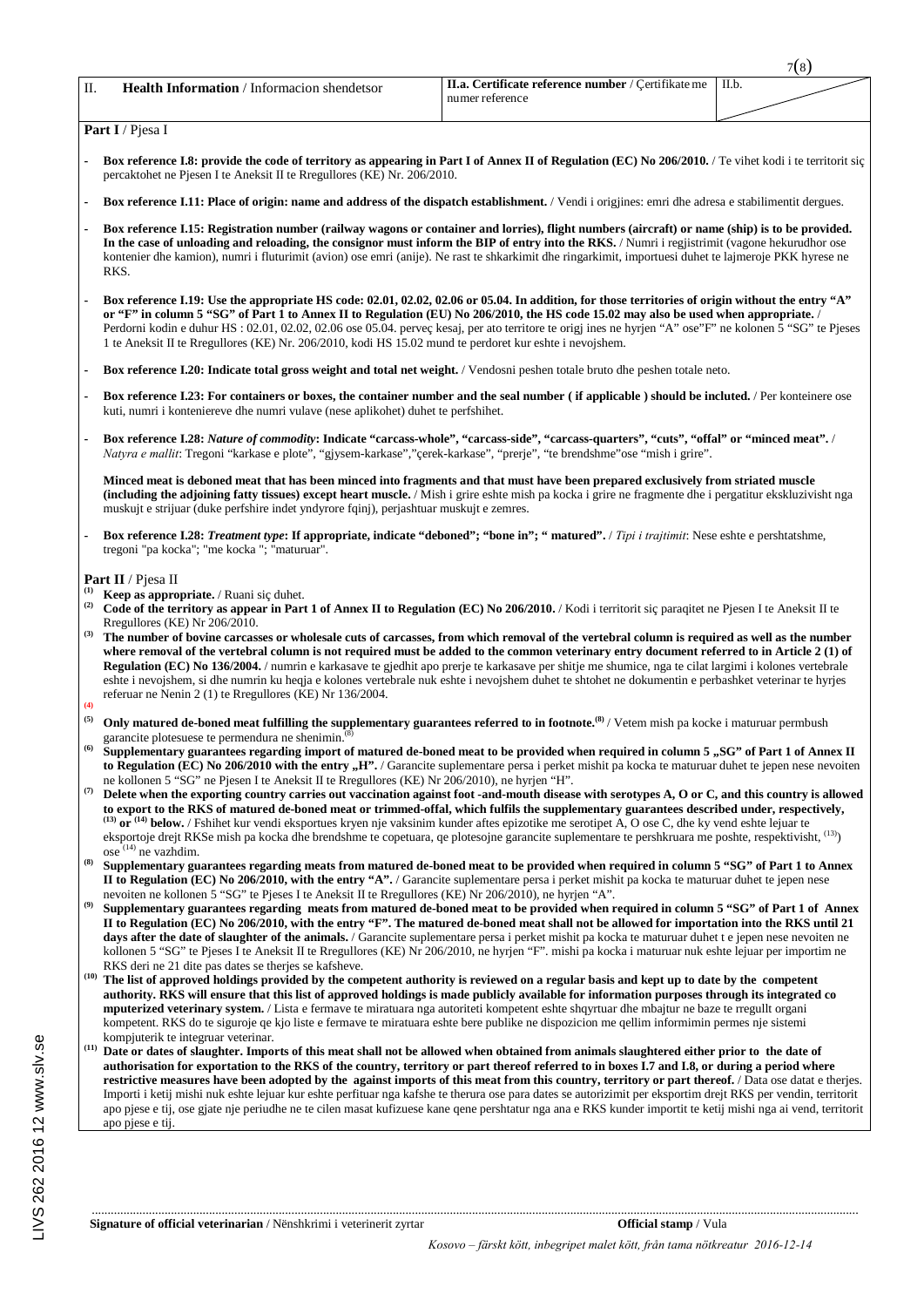| II. | **Health Information** / Informacion shendetsor | **II.a. Certificate reference number** / Çertifikate me numer reference | II.b. |
|---|---|---|---|

**Part I** / Pjesa I

- **Box reference I.8: provide the code of territory as appearing in Part I of Annex II of Regulation (EC) No 206/2010.** / Te vihet kodi i te territorit siç percaktohet ne Pjesen I te Aneksit II te Rregullores (KE) Nr. 206/2010.
- **Box reference I.11: Place of origin: name and address of the dispatch establishment.** / Vendi i origjines: emri dhe adresa e stabilimentit dergues.
- **Box reference I.15: Registration number (railway wagons or container and lorries), flight numbers (aircraft) or name (ship) is to be provided. In the case of unloading and reloading, the consignor must inform the BIP of entry into the RKS.** / Numri i regjistrimit (vagone hekurudhor ose kontenier dhe kamion), numri i fluturimit (avion) ose emri (anije). Ne rast te shkarkimit dhe ringarkimit, importuesi duhet te lajmeroje PKK hyrese ne RKS.
- **Box reference I.19: Use the appropriate HS code: 02.01, 02.02, 02.06 or 05.04. In addition, for those territories of origin without the entry "A" or "F" in column 5 "SG" of Part 1 to Annex II to Regulation (EU) No 206/2010, the HS code 15.02 may also be used when appropriate.** / Perdorni kodin e duhur HS : 02.01, 02.02, 02.06 ose 05.04. perveç kesaj, per ato territore te origj ines ne hyrjen "A" ose"F" ne kolonen 5 "SG" te Pjeses 1 te Aneksit II te Rregullores (KE) Nr. 206/2010, kodi HS 15.02 mund te perdoret kur eshte i nevojshem.
- **Box reference I.20: Indicate total gross weight and total net weight.** / Vendosni peshen totale bruto dhe peshen totale neto.
- **Box reference I.23: For containers or boxes, the container number and the seal number ( if applicable ) should be incluted.** / Per konteinere ose kuti, numri i konteniereve dhe numri vulave (nese aplikohet) duhet te perfshihet.
- **Box reference I.28: *Nature of commodity*: Indicate "carcass-whole", "carcass-side", "carcass-quarters", "cuts", "offal" or "minced meat".** / *Natyra e mallit*: Tregoni "karkase e plote", "gjysem-karkase","çerek-karkase", "prerje", "te brendshme"ose "mish i grire".

  **Minced meat is deboned meat that has been minced into fragments and that must have been prepared exclusively from striated muscle (including the adjoining fatty tissues) except heart muscle.** / Mish i grire eshte mish pa kocka i grire ne fragmente dhe i pergatitur ekskluzivisht nga muskujt e strijuar (duke perfshire indet yndyrore fqinj), perjashtuar muskujt e zemres.
- **Box reference I.28: *Treatment type*: If appropriate, indicate "deboned"; "bone in"; " matured".** / *Tipi i trajtimit*: Nese eshte e pershtatshme, tregoni "pa kocka"; "me kocka "; "maturuar".

**Part II** / Pjesa II

(1) **Keep as appropriate.** / Ruani siç duhet.

(2) **Code of the territory as appear in Part 1 of Annex II to Regulation (EC) No 206/2010.** / Kodi i territorit siç paraqitet ne Pjesen I te Aneksit II te Rregullores (KE) Nr 206/2010.

(3) **The number of bovine carcasses or wholesale cuts of carcasses, from which removal of the vertebral column is required as well as the number where removal of the vertebral column is not required must be added to the common veterinary entry document referred to in Article 2 (1) of Regulation (EC) No 136/2004.** / numrin e karkasave te gjedhit apo prerje te karkasave per shitje me shumice, nga te cilat largimi i kolones vertebrale eshte i nevojshem, si dhe numrin ku heqja e kolones vertebrale nuk eshte i nevojshem duhet te shtohet ne dokumentin e perbashket veterinar te hyrjes referuar ne Nenin 2 (1) te Rregullores (KE) Nr 136/2004.

(4)

(5) **Only matured de-boned meat fulfilling the supplementary guarantees referred to in footnote.[8]** / Vetem mish pa kocke i maturuar permbush garancite plotesuese te permendura ne shenimin.[8]

(6) **Supplementary guarantees regarding import of matured de-boned meat to be provided when required in column 5 „SG" of Part 1 of Annex II to Regulation (EC) No 206/2010 with the entry „H".** / Garancite suplementare persa i perket mishit pa kocka te maturuar duhet te jepen nese nevoiten ne kollonen 5 "SG" ne Pjesen I te Aneksit II te Rregullores (KE) Nr 206/2010), ne hyrjen "H".

(7) **Delete when the exporting country carries out vaccination against foot -and-mouth disease with serotypes A, O or C, and this country is allowed to export to the RKS of matured de-boned meat or trimmed-offal, which fulfils the supplementary guarantees described under, respectively, [13] or [14] below.** / Fshihet kur vendi eksportues kryen nje vaksinim kunder aftes epizotike me serotipet A, O ose C, dhe ky vend eshte lejuar te eksportoje drejt RKSe mish pa kocka dhe brendshme te copetuara, qe plotesojne garancite suplementare te pershkruara me poshte, respektivisht, [13]) ose [14] ne vazhdim.

(8) **Supplementary guarantees regarding meats from matured de-boned meat to be provided when required in column 5 "SG" of Part 1 to Annex II to Regulation (EC) No 206/2010, with the entry "A".** / Garancite suplementare persa i perket mishit pa kocka te maturuar duhet te jepen nese nevoiten ne kollonen 5 "SG" te Pjeses I te Aneksit II te Rregullores (KE) Nr 206/2010), ne hyrjen "A".

(9) **Supplementary guarantees regarding meats from matured de-boned meat to be provided when required in column 5 "SG" of Part 1 of Annex II to Regulation (EC) No 206/2010, with the entry "F". The matured de-boned meat shall not be allowed for importation into the RKS until 21 days after the date of slaughter of the animals.** / Garancite suplementare persa i perket mishit pa kocka te maturuar duhet t e jepen nese nevoiten ne kollonen 5 "SG" te Pjeses I te Aneksit II te Rregullores (KE) Nr 206/2010, ne hyrjen "F". mishi pa kocka i maturuar nuk eshte lejuar per importim ne RKS deri ne 21 dite pas dates se therjes se kafsheve.

(10) **The list of approved holdings provided by the competent authority is reviewed on a regular basis and kept up to date by the competent authority. RKS will ensure that this list of approved holdings is made publicly available for information purposes through its integrated co mputerized veterinary system.** / Lista e fermave te miratuara nga autoriteti kompetent eshte shqyrtuar dhe mbajtur ne baze te rregullt organi kompetent. RKS do te siguroje qe kjo liste e fermave te miratuara eshte bere publike ne dispozicion me qellim informimin permes nje sistemi kompjuterik te integruar veterinar.

(11) **Date or dates of slaughter. Imports of this meat shall not be allowed when obtained from animals slaughtered either prior to the date of authorisation for exportation to the RKS of the country, territory or part thereof referred to in boxes I.7 and I.8, or during a period where restrictive measures have been adopted by the against imports of this meat from this country, territory or part thereof.** / Data ose datat e therjes. Importi i ketij mishi nuk eshte lejuar kur eshte perfituar nga kafshe te therura ose para dates se autorizimit per eksportim drejt RKS per vendin, territorit apo pjese e tij, ose gjate nje periudhe ne te cilen masat kufizuese kane qene pershtatur nga ana e RKS kunder importit te ketij mishi nga ai vend, territorit apo pjese e tij.

...................................................................................................................................

**Signature of official veterinarian** / Nënshkrimi i veterinerit zyrtar **Official stamp** / Vula

*Kosovo – färskt kött, inbegripet malet kött, från tama nötkreatur 2016-12-14*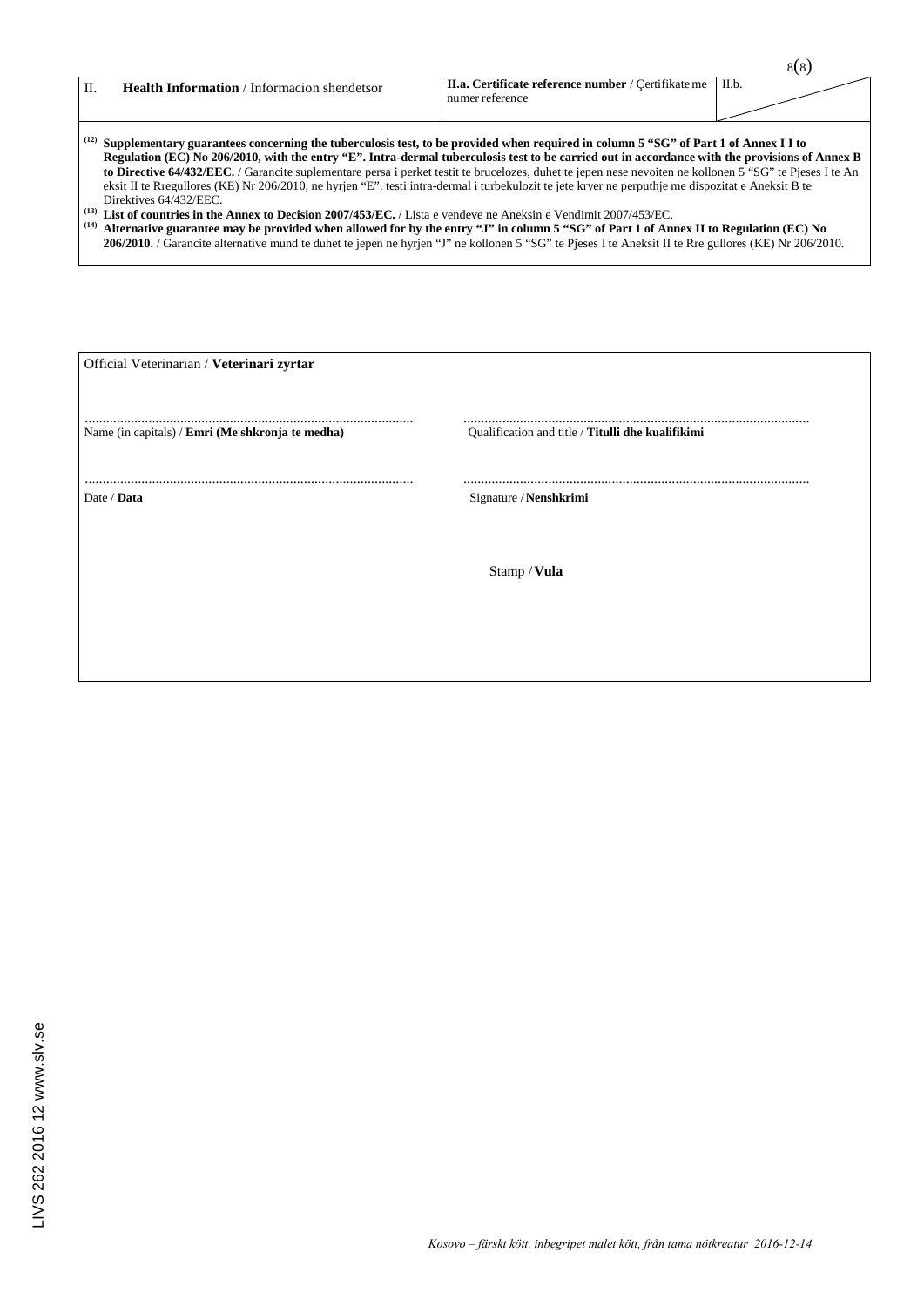| II. **Health Information** / Informacion shendetsor | **II.a. Certificate reference number** / Çertifikate me numer reference | II.b. |
|---|---|---|

[(12)] **Supplementary guarantees concerning the tuberculosis test, to be provided when required in column 5 "SG" of Part 1 of Annex I I to Regulation (EC) No 206/2010, with the entry "E". Intra-dermal tuberculosis test to be carried out in accordance with the provisions of Annex B to Directive 64/432/EEC.** / Garancite suplementare persa i perket testit te brucelozes, duhet te jepen nese nevoiten ne kollonen 5 "SG" te Pjeses I te An eksit II te Rregullores (KE) Nr 206/2010, ne hyrjen "E". testi intra-dermal i turbekulozit te jete kryer ne perputhje me dispozitat e Aneksit B te Direktives 64/432/EEC.

[(13)] **List of countries in the Annex to Decision 2007/453/EC.** / Lista e vendeve ne Aneksin e Vendimit 2007/453/EC.

[(14)] **Alternative guarantee may be provided when allowed for by the entry "J" in column 5 "SG" of Part 1 of Annex II to Regulation (EC) No 206/2010.** / Garancite alternative mund te duhet te jepen ne hyrjen "J" ne kollonen 5 "SG" te Pjeses I te Aneksit II te Rre gullores (KE) Nr 206/2010.

Official Veterinarian / **Veterinari zyrtar**

.............................................................................................. ..................................................................................................

Name (in capitals) / **Emri (Me shkronja te medha)** Qualification and title / **Titulli dhe kualifikimi**

.............................................................................................. ..................................................................................................

Date / **Data** Signature / **Nenshkrimi**

Stamp / **Vula**

LIVS 262 2016 12 www.slv.se

*Kosovo – färskt kött, inbegripet malet kött, från tama nötkreatur 2016-12-14*